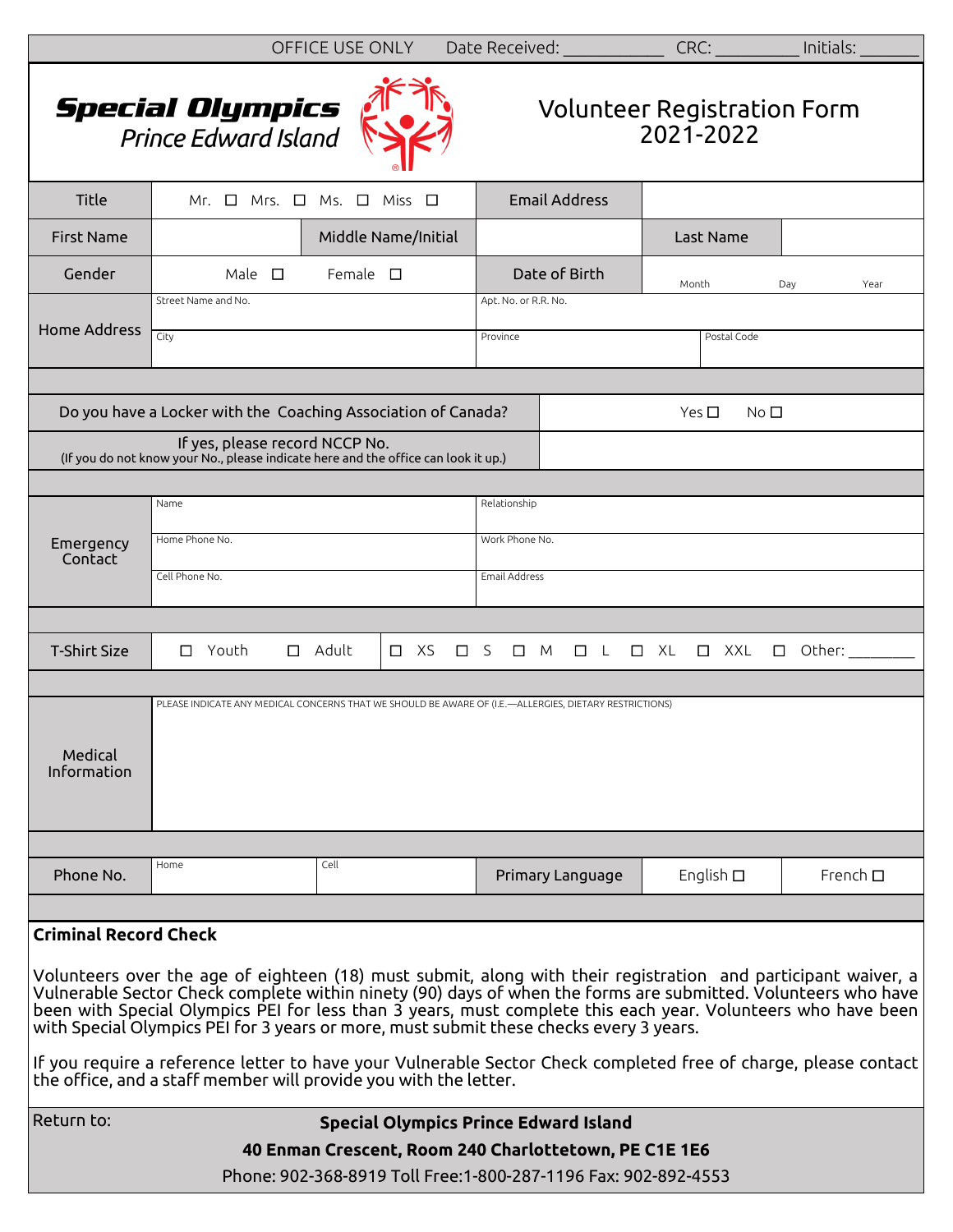OFFICE USE ONLY Date Received: ___________ CRC: _________ Initials: ______

# Special Olympics *Prince Edward Island*

## Volunteer Registration Form 2021-2022

| Title | Mr. ☐ Mrs. ☐ Ms. ☐ Miss ☐ | | Email Address | | |
|---|---|---|---|---|---|
| First Name | | Middle Name/Initial | | Last Name | |
| Gender | Male ☐ Female ☐ | | Date of Birth | Month Day Year | |
| Home Address | Street Name and No. | | Apt. No. or R.R. No. | | |
| | City | | Province | Postal Code | |

| Do you have a Locker with the Coaching Association of Canada? | Yes ☐ No ☐ |
|---|---|
| If yes, please record NCCP No. (If you do not know your No., please indicate here and the office can look it up.) | |

| Emergency Contact | Name | Relationship |
|---|---|---|
| | Home Phone No. | Work Phone No. |
| | Cell Phone No. | Email Address |

| T-Shirt Size | ☐ Youth | ☐ Adult | ☐ XS ☐ S ☐ M ☐ L ☐ XL ☐ XXL ☐ Other: ________ |
|---|---|---|---|

| Medical Information | PLEASE INDICATE ANY MEDICAL CONCERNS THAT WE SHOULD BE AWARE OF (I.E.—ALLERGIES, DIETARY RESTRICTIONS) |
|---|---|

| Phone No. | Home | Cell | Primary Language | English ☐ | French ☐ |
|---|---|---|---|---|---|

**Criminal Record Check**

Volunteers over the age of eighteen (18) must submit, along with their registration and participant waiver, a Vulnerable Sector Check complete within ninety (90) days of when the forms are submitted. Volunteers who have been with Special Olympics PEI for less than 3 years, must complete this each year. Volunteers who have been with Special Olympics PEI for 3 years or more, must submit these checks every 3 years.

If you require a reference letter to have your Vulnerable Sector Check completed free of charge, please contact the office, and a staff member will provide you with the letter.

Return to:

**Special Olympics Prince Edward Island**

**40 Enman Crescent, Room 240 Charlottetown, PE C1E 1E6**

Phone: 902-368-8919 Toll Free:1-800-287-1196 Fax: 902-892-4553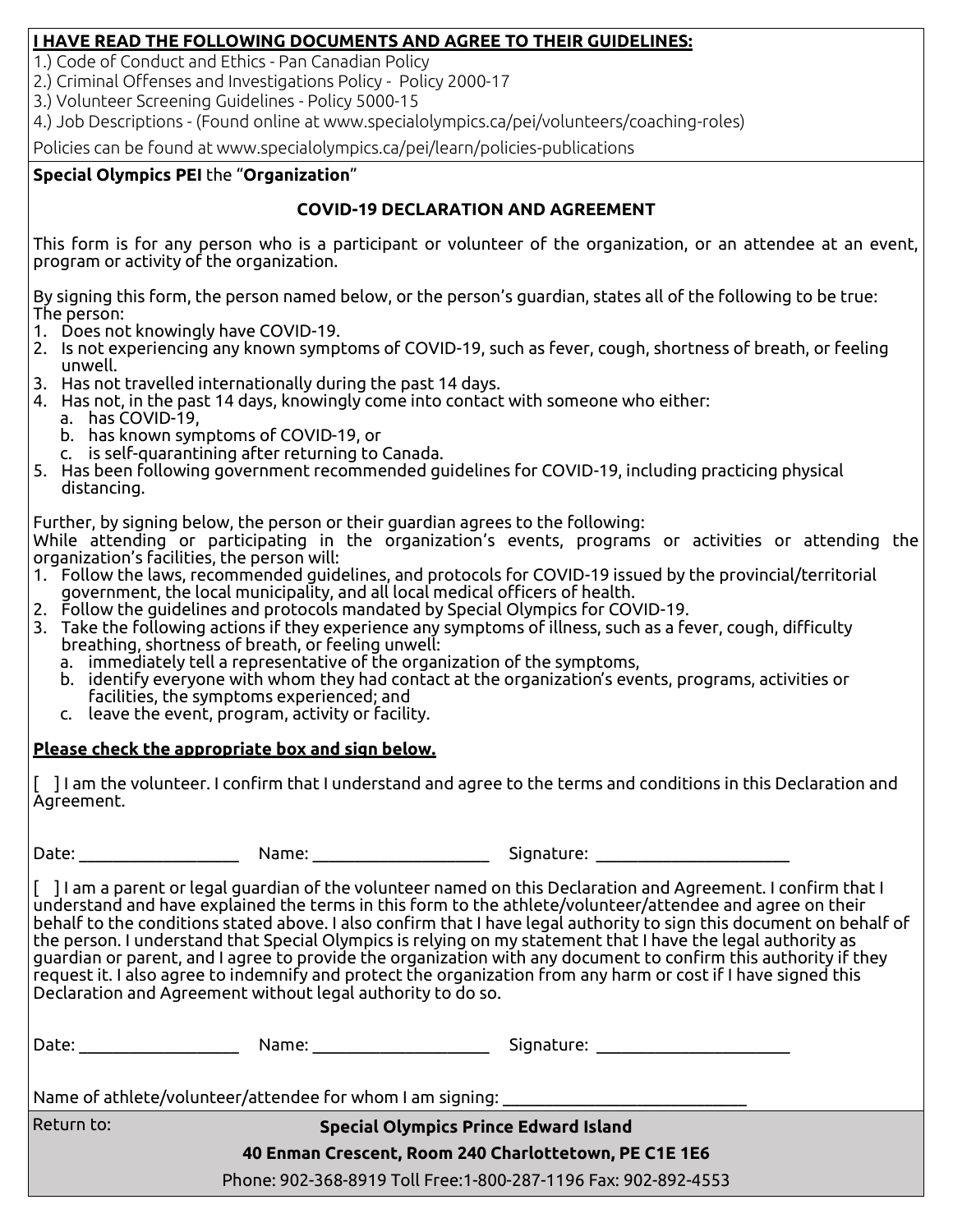**I HAVE READ THE FOLLOWING DOCUMENTS AND AGREE TO THEIR GUIDELINES:**

1.) Code of Conduct and Ethics - Pan Canadian Policy
2.) Criminal Offenses and Investigations Policy - Policy 2000-17
3.) Volunteer Screening Guidelines - Policy 5000-15
4.) Job Descriptions - (Found online at www.specialolympics.ca/pei/volunteers/coaching-roles)

Policies can be found at www.specialolympics.ca/pei/learn/policies-publications

**Special Olympics PEI** the "**Organization**"

## COVID-19 DECLARATION AND AGREEMENT

This form is for any person who is a participant or volunteer of the organization, or an attendee at an event, program or activity of the organization.

By signing this form, the person named below, or the person's guardian, states all of the following to be true:
The person:

1. Does not knowingly have COVID-19.
2. Is not experiencing any known symptoms of COVID-19, such as fever, cough, shortness of breath, or feeling unwell.
3. Has not travelled internationally during the past 14 days.
4. Has not, in the past 14 days, knowingly come into contact with someone who either:
   a. has COVID-19,
   b. has known symptoms of COVID-19, or
   c. is self-quarantining after returning to Canada.
5. Has been following government recommended guidelines for COVID-19, including practicing physical distancing.

Further, by signing below, the person or their guardian agrees to the following:
While attending or participating in the organization's events, programs or activities or attending the organization's facilities, the person will:

1. Follow the laws, recommended guidelines, and protocols for COVID-19 issued by the provincial/territorial government, the local municipality, and all local medical officers of health.
2. Follow the guidelines and protocols mandated by Special Olympics for COVID-19.
3. Take the following actions if they experience any symptoms of illness, such as a fever, cough, difficulty breathing, shortness of breath, or feeling unwell:
   a. immediately tell a representative of the organization of the symptoms,
   b. identify everyone with whom they had contact at the organization's events, programs, activities or facilities, the symptoms experienced; and
   c. leave the event, program, activity or facility.

**Please check the appropriate box and sign below.**

[ ] I am the volunteer. I confirm that I understand and agree to the terms and conditions in this Declaration and Agreement.

Date: __________________ Name: ____________________ Signature: _____________________

[ ] I am a parent or legal guardian of the volunteer named on this Declaration and Agreement. I confirm that I understand and have explained the terms in this form to the athlete/volunteer/attendee and agree on their behalf to the conditions stated above. I also confirm that I have legal authority to sign this document on behalf of the person. I understand that Special Olympics is relying on my statement that I have the legal authority as guardian or parent, and I agree to provide the organization with any document to confirm this authority if they request it. I also agree to indemnify and protect the organization from any harm or cost if I have signed this Declaration and Agreement without legal authority to do so.

Date: __________________ Name: ____________________ Signature: _____________________

Name of athlete/volunteer/attendee for whom I am signing: ____________________________

Return to: **Special Olympics Prince Edward Island**

**40 Enman Crescent, Room 240 Charlottetown, PE C1E 1E6**

Phone: 902-368-8919 Toll Free:1-800-287-1196 Fax: 902-892-4553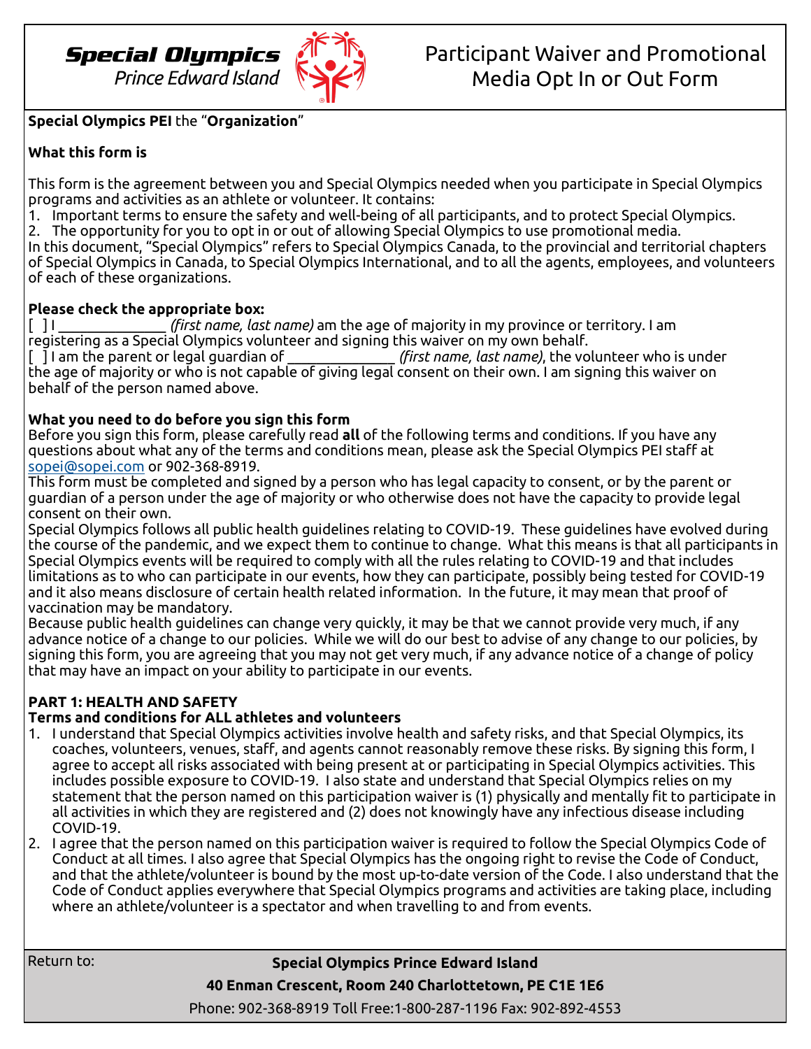**Special Olympics** *Prince Edward Island*

# Participant Waiver and Promotional Media Opt In or Out Form

**Special Olympics PEI** the "**Organization**"

**What this form is**

This form is the agreement between you and Special Olympics needed when you participate in Special Olympics programs and activities as an athlete or volunteer. It contains:

1. Important terms to ensure the safety and well-being of all participants, and to protect Special Olympics.
2. The opportunity for you to opt in or out of allowing Special Olympics to use promotional media.

In this document, "Special Olympics" refers to Special Olympics Canada, to the provincial and territorial chapters of Special Olympics in Canada, to Special Olympics International, and to all the agents, employees, and volunteers of each of these organizations.

**Please check the appropriate box:**

[ ] I ______________ *(first name, last name)* am the age of majority in my province or territory. I am registering as a Special Olympics volunteer and signing this waiver on my own behalf.

[ ] I am the parent or legal guardian of ______________ *(first name, last name)*, the volunteer who is under the age of majority or who is not capable of giving legal consent on their own. I am signing this waiver on behalf of the person named above.

**What you need to do before you sign this form**

Before you sign this form, please carefully read **all** of the following terms and conditions. If you have any questions about what any of the terms and conditions mean, please ask the Special Olympics PEI staff at sopei@sopei.com or 902-368-8919.

This form must be completed and signed by a person who has legal capacity to consent, or by the parent or guardian of a person under the age of majority or who otherwise does not have the capacity to provide legal consent on their own.

Special Olympics follows all public health guidelines relating to COVID-19. These guidelines have evolved during the course of the pandemic, and we expect them to continue to change. What this means is that all participants in Special Olympics events will be required to comply with all the rules relating to COVID-19 and that includes limitations as to who can participate in our events, how they can participate, possibly being tested for COVID-19 and it also means disclosure of certain health related information. In the future, it may mean that proof of vaccination may be mandatory.

Because public health guidelines can change very quickly, it may be that we cannot provide very much, if any advance notice of a change to our policies. While we will do our best to advise of any change to our policies, by signing this form, you are agreeing that you may not get very much, if any advance notice of a change of policy that may have an impact on your ability to participate in our events.

**PART 1: HEALTH AND SAFETY**

**Terms and conditions for ALL athletes and volunteers**

1. I understand that Special Olympics activities involve health and safety risks, and that Special Olympics, its coaches, volunteers, venues, staff, and agents cannot reasonably remove these risks. By signing this form, I agree to accept all risks associated with being present at or participating in Special Olympics activities. This includes possible exposure to COVID-19. I also state and understand that Special Olympics relies on my statement that the person named on this participation waiver is (1) physically and mentally fit to participate in all activities in which they are registered and (2) does not knowingly have any infectious disease including COVID-19.
2. I agree that the person named on this participation waiver is required to follow the Special Olympics Code of Conduct at all times. I also agree that Special Olympics has the ongoing right to revise the Code of Conduct, and that the athlete/volunteer is bound by the most up-to-date version of the Code. I also understand that the Code of Conduct applies everywhere that Special Olympics programs and activities are taking place, including where an athlete/volunteer is a spectator and when travelling to and from events.

Return to: **Special Olympics Prince Edward Island**

**40 Enman Crescent, Room 240 Charlottetown, PE C1E 1E6**

Phone: 902-368-8919 Toll Free:1-800-287-1196 Fax: 902-892-4553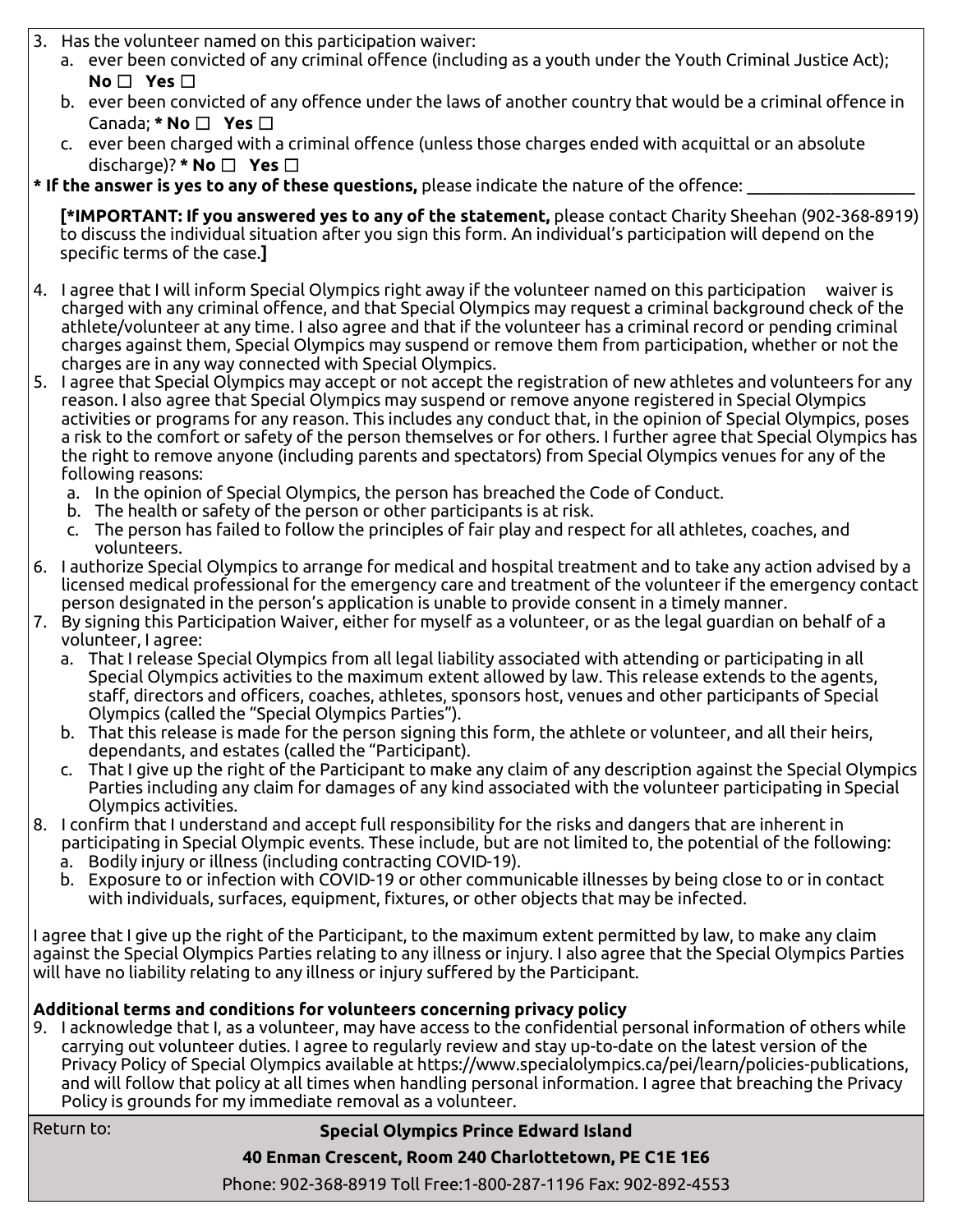3. Has the volunteer named on this participation waiver:
   a. ever been convicted of any criminal offence (including as a youth under the Youth Criminal Justice Act); **No ☐ Yes ☐**
   b. ever been convicted of any offence under the laws of another country that would be a criminal offence in Canada; *** No ☐ Yes ☐**
   c. ever been charged with a criminal offence (unless those charges ended with acquittal or an absolute discharge)? *** No ☐ Yes ☐**

**\* If the answer is yes to any of these questions,** please indicate the nature of the offence: \_\_\_\_\_\_\_\_\_\_\_\_\_\_\_\_\_\_\_\_

**[*IMPORTANT: If you answered yes to any of the statement,** please contact Charity Sheehan (902-368-8919) to discuss the individual situation after you sign this form. An individual's participation will depend on the specific terms of the case.**]**

4. I agree that I will inform Special Olympics right away if the volunteer named on this participation waiver is charged with any criminal offence, and that Special Olympics may request a criminal background check of the athlete/volunteer at any time. I also agree and that if the volunteer has a criminal record or pending criminal charges against them, Special Olympics may suspend or remove them from participation, whether or not the charges are in any way connected with Special Olympics.
5. I agree that Special Olympics may accept or not accept the registration of new athletes and volunteers for any reason. I also agree that Special Olympics may suspend or remove anyone registered in Special Olympics activities or programs for any reason. This includes any conduct that, in the opinion of Special Olympics, poses a risk to the comfort or safety of the person themselves or for others. I further agree that Special Olympics has the right to remove anyone (including parents and spectators) from Special Olympics venues for any of the following reasons:
   a. In the opinion of Special Olympics, the person has breached the Code of Conduct.
   b. The health or safety of the person or other participants is at risk.
   c. The person has failed to follow the principles of fair play and respect for all athletes, coaches, and volunteers.
6. I authorize Special Olympics to arrange for medical and hospital treatment and to take any action advised by a licensed medical professional for the emergency care and treatment of the volunteer if the emergency contact person designated in the person's application is unable to provide consent in a timely manner.
7. By signing this Participation Waiver, either for myself as a volunteer, or as the legal guardian on behalf of a volunteer, I agree:
   a. That I release Special Olympics from all legal liability associated with attending or participating in all Special Olympics activities to the maximum extent allowed by law. This release extends to the agents, staff, directors and officers, coaches, athletes, sponsors host, venues and other participants of Special Olympics (called the "Special Olympics Parties").
   b. That this release is made for the person signing this form, the athlete or volunteer, and all their heirs, dependants, and estates (called the "Participant).
   c. That I give up the right of the Participant to make any claim of any description against the Special Olympics Parties including any claim for damages of any kind associated with the volunteer participating in Special Olympics activities.
8. I confirm that I understand and accept full responsibility for the risks and dangers that are inherent in participating in Special Olympic events. These include, but are not limited to, the potential of the following:
   a. Bodily injury or illness (including contracting COVID-19).
   b. Exposure to or infection with COVID-19 or other communicable illnesses by being close to or in contact with individuals, surfaces, equipment, fixtures, or other objects that may be infected.

I agree that I give up the right of the Participant, to the maximum extent permitted by law, to make any claim against the Special Olympics Parties relating to any illness or injury. I also agree that the Special Olympics Parties will have no liability relating to any illness or injury suffered by the Participant.

**Additional terms and conditions for volunteers concerning privacy policy**

9. I acknowledge that I, as a volunteer, may have access to the confidential personal information of others while carrying out volunteer duties. I agree to regularly review and stay up-to-date on the latest version of the Privacy Policy of Special Olympics available at https://www.specialolympics.ca/pei/learn/policies-publications, and will follow that policy at all times when handling personal information. I agree that breaching the Privacy Policy is grounds for my immediate removal as a volunteer.

Return to:

**Special Olympics Prince Edward Island**

**40 Enman Crescent, Room 240 Charlottetown, PE C1E 1E6**

Phone: 902-368-8919 Toll Free:1-800-287-1196 Fax: 902-892-4553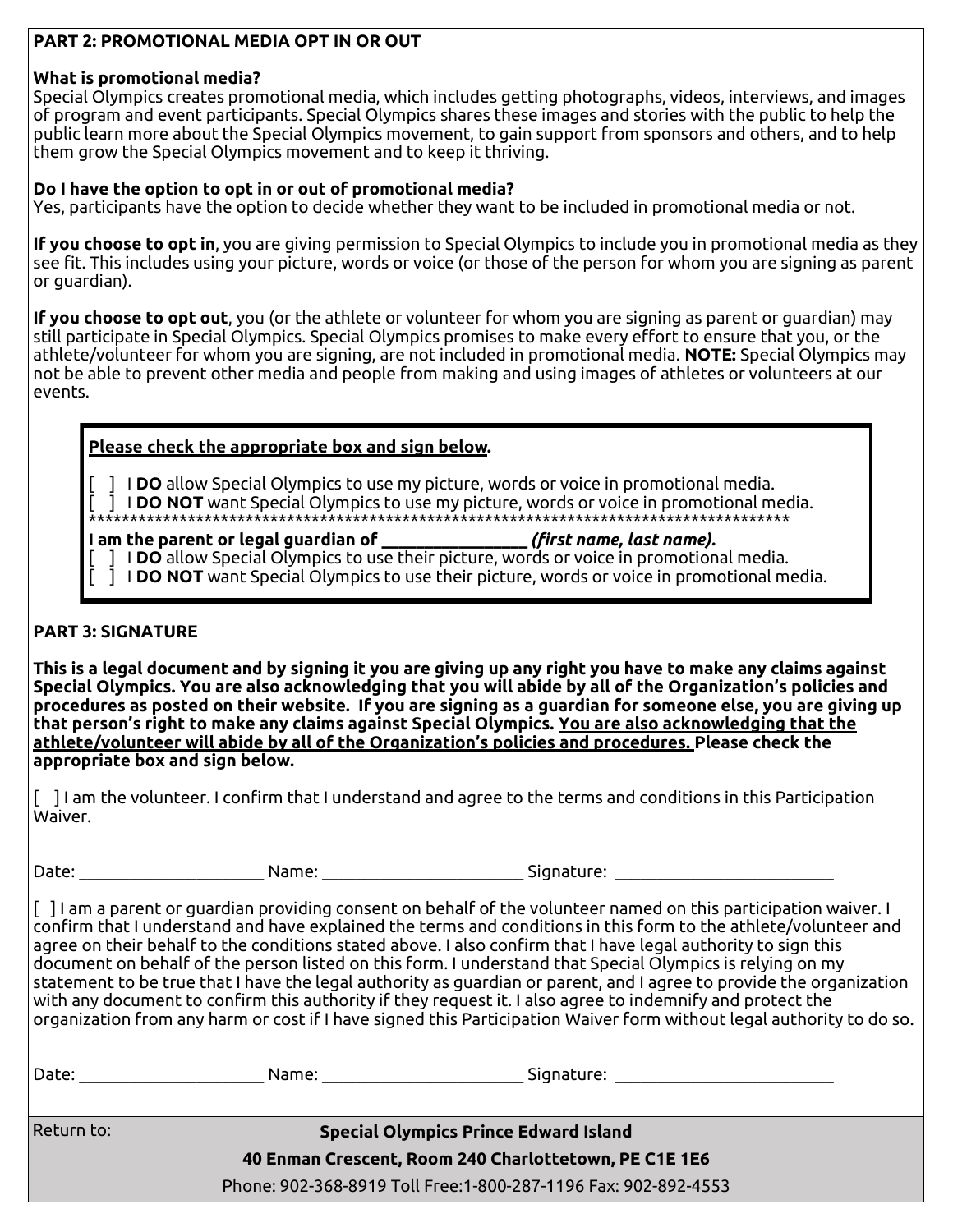## PART 2: PROMOTIONAL MEDIA OPT IN OR OUT

**What is promotional media?**
Special Olympics creates promotional media, which includes getting photographs, videos, interviews, and images of program and event participants. Special Olympics shares these images and stories with the public to help the public learn more about the Special Olympics movement, to gain support from sponsors and others, and to help them grow the Special Olympics movement and to keep it thriving.

**Do I have the option to opt in or out of promotional media?**
Yes, participants have the option to decide whether they want to be included in promotional media or not.

**If you choose to opt in**, you are giving permission to Special Olympics to include you in promotional media as they see fit. This includes using your picture, words or voice (or those of the person for whom you are signing as parent or guardian).

**If you choose to opt out**, you (or the athlete or volunteer for whom you are signing as parent or guardian) may still participate in Special Olympics. Special Olympics promises to make every effort to ensure that you, or the athlete/volunteer for whom you are signing, are not included in promotional media. **NOTE:** Special Olympics may not be able to prevent other media and people from making and using images of athletes or volunteers at our events.

**Please check the appropriate box and sign below.**

[ ] I **DO** allow Special Olympics to use my picture, words or voice in promotional media.
[ ] I **DO NOT** want Special Olympics to use my picture, words or voice in promotional media.
*************************************************************************************

**I am the parent or legal guardian of _________________ *(first name, last name).***
[ ] I **DO** allow Special Olympics to use their picture, words or voice in promotional media.
[ ] I **DO NOT** want Special Olympics to use their picture, words or voice in promotional media.

## PART 3: SIGNATURE

**This is a legal document and by signing it you are giving up any right you have to make any claims against Special Olympics. You are also acknowledging that you will abide by all of the Organization's policies and procedures as posted on their website. If you are signing as a guardian for someone else, you are giving up that person's right to make any claims against Special Olympics. <u>You are also acknowledging that the athlete/volunteer will abide by all of the Organization's policies and procedures.</u> Please check the appropriate box and sign below.**

[ ] I am the volunteer. I confirm that I understand and agree to the terms and conditions in this Participation Waiver.

Date: ______________________ Name: ________________________ Signature: __________________________

[ ] I am a parent or guardian providing consent on behalf of the volunteer named on this participation waiver. I confirm that I understand and have explained the terms and conditions in this form to the athlete/volunteer and agree on their behalf to the conditions stated above. I also confirm that I have legal authority to sign this document on behalf of the person listed on this form. I understand that Special Olympics is relying on my statement to be true that I have the legal authority as guardian or parent, and I agree to provide the organization with any document to confirm this authority if they request it. I also agree to indemnify and protect the organization from any harm or cost if I have signed this Participation Waiver form without legal authority to do so.

Date: ______________________ Name: ________________________ Signature: __________________________

Return to:

**Special Olympics Prince Edward Island**
**40 Enman Crescent, Room 240 Charlottetown, PE C1E 1E6**
Phone: 902-368-8919 Toll Free:1-800-287-1196 Fax: 902-892-4553